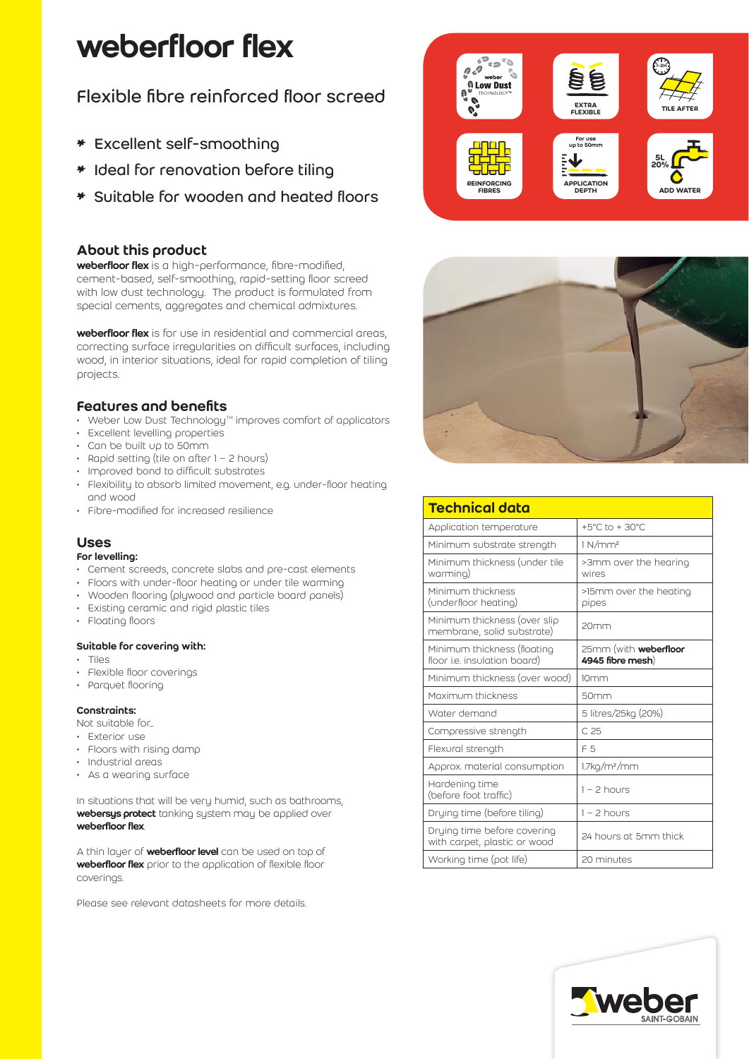# weberfloor flex

## Flexible fibre reinforced floor screed

* Excellent self-smoothing
* Ideal for renovation before tiling
* Suitable for wooden and heated floors

Low Dust Technology | EXTRA FLEXIBLE | TILE AFTER 1-2H | REINFORCING FIBRES | APPLICATION DEPTH For use up to 50mm | ADD WATER 5L 20%

## About this product

**weberfloor flex** is a high-performance, fibre-modified, cement-based, self-smoothing, rapid-setting floor screed with low dust technology. The product is formulated from special cements, aggregates and chemical admixtures.

**weberfloor flex** is for use in residential and commercial areas, correcting surface irregularities on difficult surfaces, including wood, in interior situations, ideal for rapid completion of tiling projects.

## Features and benefits

- Weber Low Dust Technology™ improves comfort of applicators
- Excellent levelling properties
- Can be built up to 50mm
- Rapid setting (tile on after 1 – 2 hours)
- Improved bond to difficult substrates
- Flexibility to absorb limited movement, e.g. under-floor heating and wood
- Fibre-modified for increased resilience

## Uses

**For levelling:**

- Cement screeds, concrete slabs and pre-cast elements
- Floors with under-floor heating or under tile warming
- Wooden flooring (plywood and particle board panels)
- Existing ceramic and rigid plastic tiles
- Floating floors

**Suitable for covering with:**

- Tiles
- Flexible floor coverings
- Parquet flooring

**Constraints:**

Not suitable for...

- Exterior use
- Floors with rising damp
- Industrial areas
- As a wearing surface

In situations that will be very humid, such as bathrooms, **webersys protect** tanking system may be applied over **weberfloor flex**.

A thin layer of **weberfloor level** can be used on top of **weberfloor flex** prior to the application of flexible floor coverings.

Please see relevant datasheets for more details.

## Technical data

| Technical data | |
|---|---|
| Application temperature | +5°C to + 30°C |
| Minimum substrate strength | 1 N/mm² |
| Minimum thickness (under tile warming) | >3mm over the hearing wires |
| Minimum thickness (underfloor heating) | >15mm over the heating pipes |
| Minimum thickness (over slip membrane, solid substrate) | 20mm |
| Minimum thickness (floating floor i.e. insulation board) | 25mm (with **weberfloor 4945 fibre mesh**) |
| Minimum thickness (over wood) | 10mm |
| Maximum thickness | 50mm |
| Water demand | 5 litres/25kg (20%) |
| Compressive strength | C 25 |
| Flexural strength | F 5 |
| Approx. material consumption | 1.7kg/m²/mm |
| Hardening time (before foot traffic) | 1 – 2 hours |
| Drying time (before tiling) | 1 – 2 hours |
| Drying time before covering with carpet, plastic or wood | 24 hours at 5mm thick |
| Working time (pot life) | 20 minutes |

weber SAINT-GOBAIN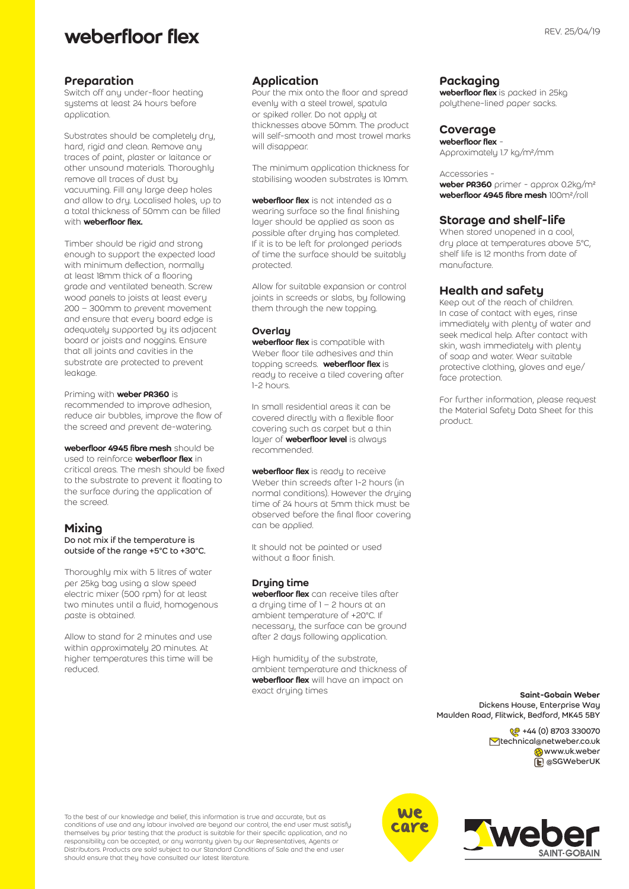# weberfloor flex

REV. 25/04/19

## Preparation

Switch off any under-floor heating systems at least 24 hours before application.

Substrates should be completely dry, hard, rigid and clean. Remove any traces of paint, plaster or laitance or other unsound materials. Thoroughly remove all traces of dust by vacuuming. Fill any large deep holes and allow to dry. Localised holes, up to a total thickness of 50mm can be filled with **weberfloor flex.**

Timber should be rigid and strong enough to support the expected load with minimum deflection, normally at least 18mm thick of a flooring grade and ventilated beneath. Screw wood panels to joists at least every 200 – 300mm to prevent movement and ensure that every board edge is adequately supported by its adjacent board or joists and noggins. Ensure that all joints and cavities in the substrate are protected to prevent leakage.

Priming with **weber PR360** is recommended to improve adhesion, reduce air bubbles, improve the flow of the screed and prevent de-watering.

**weberfloor 4945 fibre mesh** should be used to reinforce **weberfloor flex** in critical areas. The mesh should be fixed to the substrate to prevent it floating to the surface during the application of the screed.

## Mixing

Do not mix if the temperature is outside of the range +5°C to +30°C.

Thoroughly mix with 5 litres of water per 25kg bag using a slow speed electric mixer (500 rpm) for at least two minutes until a fluid, homogenous paste is obtained.

Allow to stand for 2 minutes and use within approximately 20 minutes. At higher temperatures this time will be reduced.

## Application

Pour the mix onto the floor and spread evenly with a steel trowel, spatula or spiked roller. Do not apply at thicknesses above 50mm. The product will self-smooth and most trowel marks will disappear.

The minimum application thickness for stabilising wooden substrates is 10mm.

**weberfloor flex** is not intended as a wearing surface so the final finishing layer should be applied as soon as possible after drying has completed. If it is to be left for prolonged periods of time the surface should be suitably protected.

Allow for suitable expansion or control joints in screeds or slabs, by following them through the new topping.

### Overlay

**weberfloor flex** is compatible with Weber floor tile adhesives and thin topping screeds. **weberfloor flex** is ready to receive a tiled covering after 1-2 hours.

In small residential areas it can be covered directly with a flexible floor covering such as carpet but a thin layer of **weberfloor level** is always recommended.

**weberfloor flex** is ready to receive Weber thin screeds after 1-2 hours (in normal conditions). However the drying time of 24 hours at 5mm thick must be observed before the final floor covering can be applied.

It should not be painted or used without a floor finish.

### Drying time

**weberfloor flex** can receive tiles after a drying time of 1 – 2 hours at an ambient temperature of +20°C. If necessary, the surface can be ground after 2 days following application.

High humidity of the substrate, ambient temperature and thickness of **weberfloor flex** will have an impact on exact drying times

## Packaging

**weberfloor flex** is packed in 25kg polythene-lined paper sacks.

## Coverage

**weberfloor flex** -
Approximately 1.7 kg/m²/mm

Accessories -
**weber PR360** primer - approx 0.2kg/m²
**weberfloor 4945 fibre mesh** 100m²/roll

## Storage and shelf-life

When stored unopened in a cool, dry place at temperatures above 5°C, shelf life is 12 months from date of manufacture.

## Health and safety

Keep out of the reach of children. In case of contact with eyes, rinse immediately with plenty of water and seek medical help. After contact with skin, wash immediately with plenty of soap and water. Wear suitable protective clothing, gloves and eye/face protection.

For further information, please request the Material Safety Data Sheet for this product.

**Saint-Gobain Weber**
Dickens House, Enterprise Way
Maulden Road, Flitwick, Bedford, MK45 5BY

+44 (0) 8703 330070
technical@netweber.co.uk
www.uk.weber
@SGWeberUK

To the best of our knowledge and belief, this information is true and accurate, but as conditions of use and any labour involved are beyond our control, the end user must satisfy themselves by prior testing that the product is suitable for their specific application, and no responsibility can be accepted, or any warranty given by our Representatives, Agents or Distributors. Products are sold subject to our Standard Conditions of Sale and the end user should ensure that they have consulted our latest literature.

we care

weber SAINT-GOBAIN